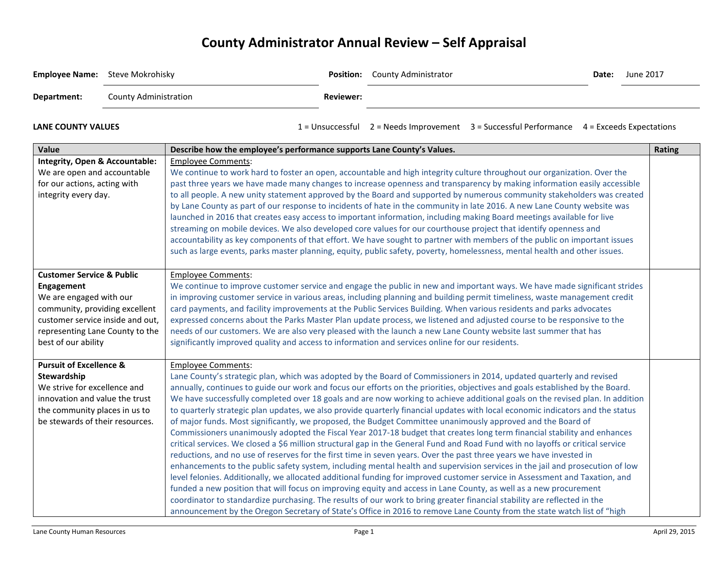# County Administrator Annual Review – Self Appraisal

| | | | | | |
|---|---|---|---|---|---|
| **Employee Name:** | Steve Mokrohisky | **Position:** | County Administrator | **Date:** | June 2017 |
| **Department:** | County Administration | **Reviewer:** | | | |

**LANE COUNTY VALUES**

1 = Unsuccessful 2 = Needs Improvement 3 = Successful Performance 4 = Exceeds Expectations

| Value | Describe how the employee's performance supports Lane County's Values. | Rating |
|---|---|---|
| **Integrity, Open & Accountable:** We are open and accountable for our actions, acting with integrity every day. | Employee Comments: We continue to work hard to foster an open, accountable and high integrity culture throughout our organization. Over the past three years we have made many changes to increase openness and transparency by making information easily accessible to all people. A new unity statement approved by the Board and supported by numerous community stakeholders was created by Lane County as part of our response to incidents of hate in the community in late 2016. A new Lane County website was launched in 2016 that creates easy access to important information, including making Board meetings available for live streaming on mobile devices. We also developed core values for our courthouse project that identify openness and accountability as key components of that effort. We have sought to partner with members of the public on important issues such as large events, parks master planning, equity, public safety, poverty, homelessness, mental health and other issues. | |
| **Customer Service & Public Engagement** We are engaged with our community, providing excellent customer service inside and out, representing Lane County to the best of our ability | Employee Comments: We continue to improve customer service and engage the public in new and important ways. We have made significant strides in improving customer service in various areas, including planning and building permit timeliness, waste management credit card payments, and facility improvements at the Public Services Building. When various residents and parks advocates expressed concerns about the Parks Master Plan update process, we listened and adjusted course to be responsive to the needs of our customers. We are also very pleased with the launch a new Lane County website last summer that has significantly improved quality and access to information and services online for our residents. | |
| **Pursuit of Excellence & Stewardship** We strive for excellence and innovation and value the trust the community places in us to be stewards of their resources. | Employee Comments: Lane County's strategic plan, which was adopted by the Board of Commissioners in 2014, updated quarterly and revised annually, continues to guide our work and focus our efforts on the priorities, objectives and goals established by the Board. We have successfully completed over 18 goals and are now working to achieve additional goals on the revised plan. In addition to quarterly strategic plan updates, we also provide quarterly financial updates with local economic indicators and the status of major funds. Most significantly, we proposed, the Budget Committee unanimously approved and the Board of Commissioners unanimously adopted the Fiscal Year 2017-18 budget that creates long term financial stability and enhances critical services. We closed a $6 million structural gap in the General Fund and Road Fund with no layoffs or critical service reductions, and no use of reserves for the first time in seven years. Over the past three years we have invested in enhancements to the public safety system, including mental health and supervision services in the jail and prosecution of low level felonies. Additionally, we allocated additional funding for improved customer service in Assessment and Taxation, and funded a new position that will focus on improving equity and access in Lane County, as well as a new procurement coordinator to standardize purchasing. The results of our work to bring greater financial stability are reflected in the announcement by the Oregon Secretary of State's Office in 2016 to remove Lane County from the state watch list of "high | |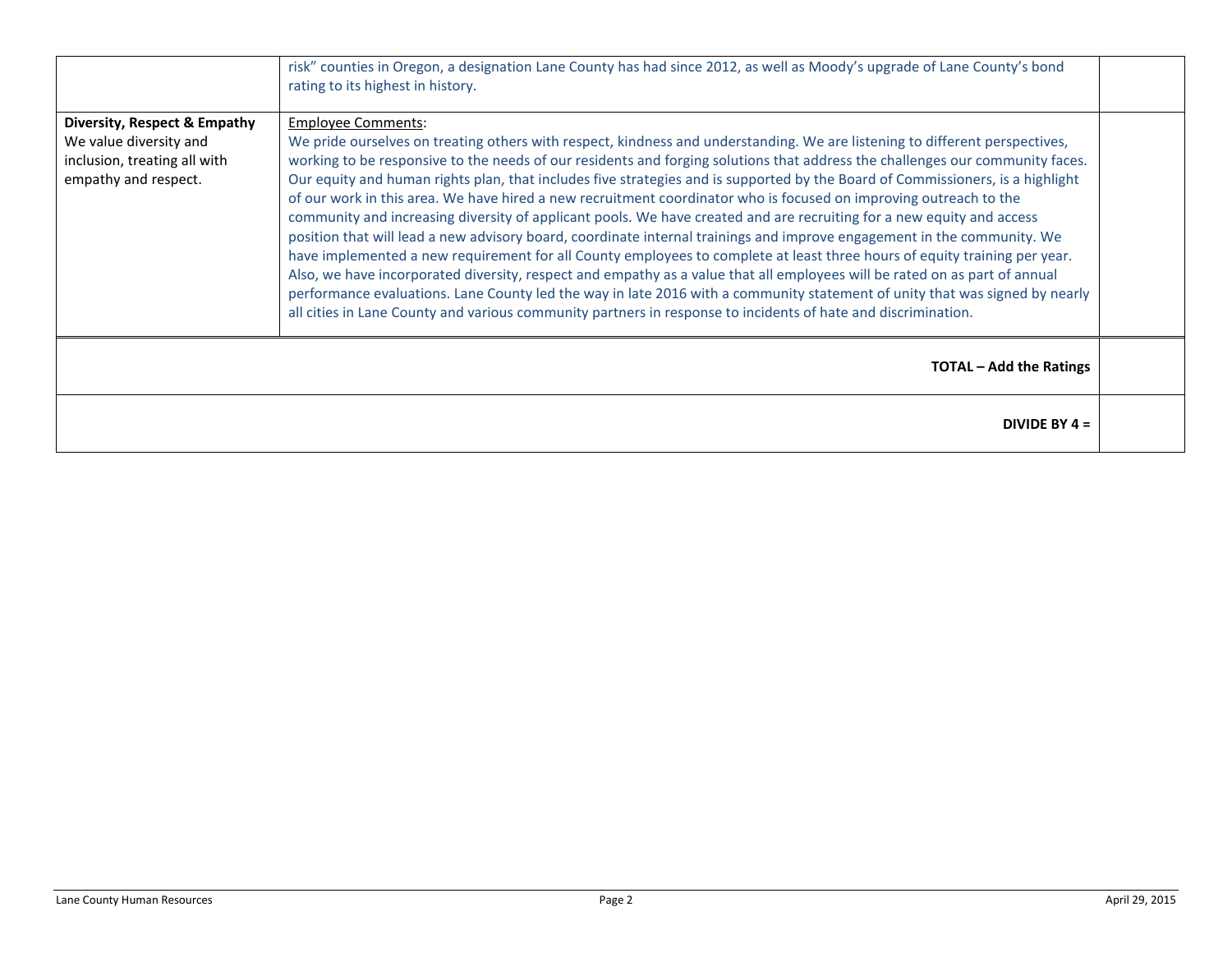| | | |
|---|---|---|
| | risk" counties in Oregon, a designation Lane County has had since 2012, as well as Moody's upgrade of Lane County's bond rating to its highest in history. | |
| **Diversity, Respect & Empathy** We value diversity and inclusion, treating all with empathy and respect. | Employee Comments: We pride ourselves on treating others with respect, kindness and understanding. We are listening to different perspectives, working to be responsive to the needs of our residents and forging solutions that address the challenges our community faces. Our equity and human rights plan, that includes five strategies and is supported by the Board of Commissioners, is a highlight of our work in this area. We have hired a new recruitment coordinator who is focused on improving outreach to the community and increasing diversity of applicant pools. We have created and are recruiting for a new equity and access position that will lead a new advisory board, coordinate internal trainings and improve engagement in the community. We have implemented a new requirement for all County employees to complete at least three hours of equity training per year. Also, we have incorporated diversity, respect and empathy as a value that all employees will be rated on as part of annual performance evaluations. Lane County led the way in late 2016 with a community statement of unity that was signed by nearly all cities in Lane County and various community partners in response to incidents of hate and discrimination. | |
| | **TOTAL – Add the Ratings** | |
| | **DIVIDE BY 4 =** | |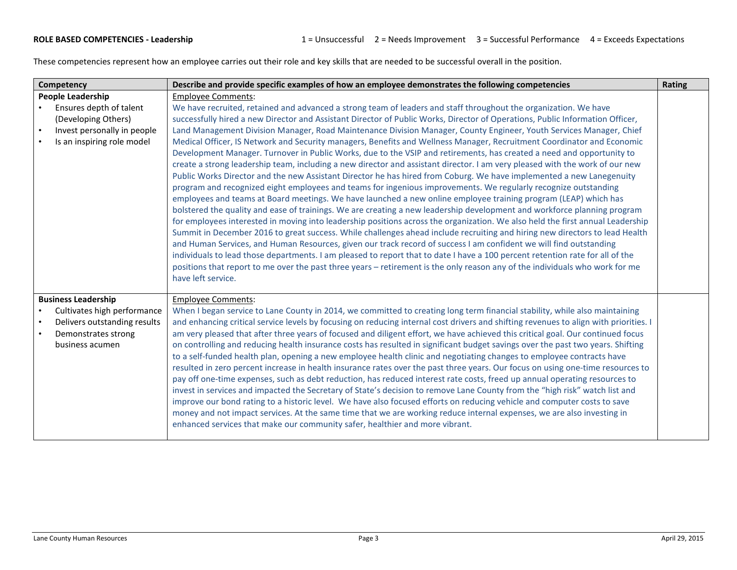**ROLE BASED COMPETENCIES - Leadership** 1 = Unsuccessful 2 = Needs Improvement 3 = Successful Performance 4 = Exceeds Expectations

These competencies represent how an employee carries out their role and key skills that are needed to be successful overall in the position.

| Competency | Describe and provide specific examples of how an employee demonstrates the following competencies | Rating |
|---|---|---|
| **People Leadership**<br>• Ensures depth of talent (Developing Others)<br>• Invest personally in people<br>• Is an inspiring role model | Employee Comments:<br>We have recruited, retained and advanced a strong team of leaders and staff throughout the organization. We have successfully hired a new Director and Assistant Director of Public Works, Director of Operations, Public Information Officer, Land Management Division Manager, Road Maintenance Division Manager, County Engineer, Youth Services Manager, Chief Medical Officer, IS Network and Security managers, Benefits and Wellness Manager, Recruitment Coordinator and Economic Development Manager. Turnover in Public Works, due to the VSIP and retirements, has created a need and opportunity to create a strong leadership team, including a new director and assistant director. I am very pleased with the work of our new Public Works Director and the new Assistant Director he has hired from Coburg. We have implemented a new Lanegenuity program and recognized eight employees and teams for ingenious improvements. We regularly recognize outstanding employees and teams at Board meetings. We have launched a new online employee training program (LEAP) which has bolstered the quality and ease of trainings. We are creating a new leadership development and workforce planning program for employees interested in moving into leadership positions across the organization. We also held the first annual Leadership Summit in December 2016 to great success. While challenges ahead include recruiting and hiring new directors to lead Health and Human Services, and Human Resources, given our track record of success I am confident we will find outstanding individuals to lead those departments. I am pleased to report that to date I have a 100 percent retention rate for all of the positions that report to me over the past three years – retirement is the only reason any of the individuals who work for me have left service. | |
| **Business Leadership**<br>• Cultivates high performance<br>• Delivers outstanding results<br>• Demonstrates strong business acumen | Employee Comments:<br>When I began service to Lane County in 2014, we committed to creating long term financial stability, while also maintaining and enhancing critical service levels by focusing on reducing internal cost drivers and shifting revenues to align with priorities. I am very pleased that after three years of focused and diligent effort, we have achieved this critical goal. Our continued focus on controlling and reducing health insurance costs has resulted in significant budget savings over the past two years. Shifting to a self-funded health plan, opening a new employee health clinic and negotiating changes to employee contracts have resulted in zero percent increase in health insurance rates over the past three years. Our focus on using one-time resources to pay off one-time expenses, such as debt reduction, has reduced interest rate costs, freed up annual operating resources to invest in services and impacted the Secretary of State's decision to remove Lane County from the "high risk" watch list and improve our bond rating to a historic level. We have also focused efforts on reducing vehicle and computer costs to save money and not impact services. At the same time that we are working reduce internal expenses, we are also investing in enhanced services that make our community safer, healthier and more vibrant. | |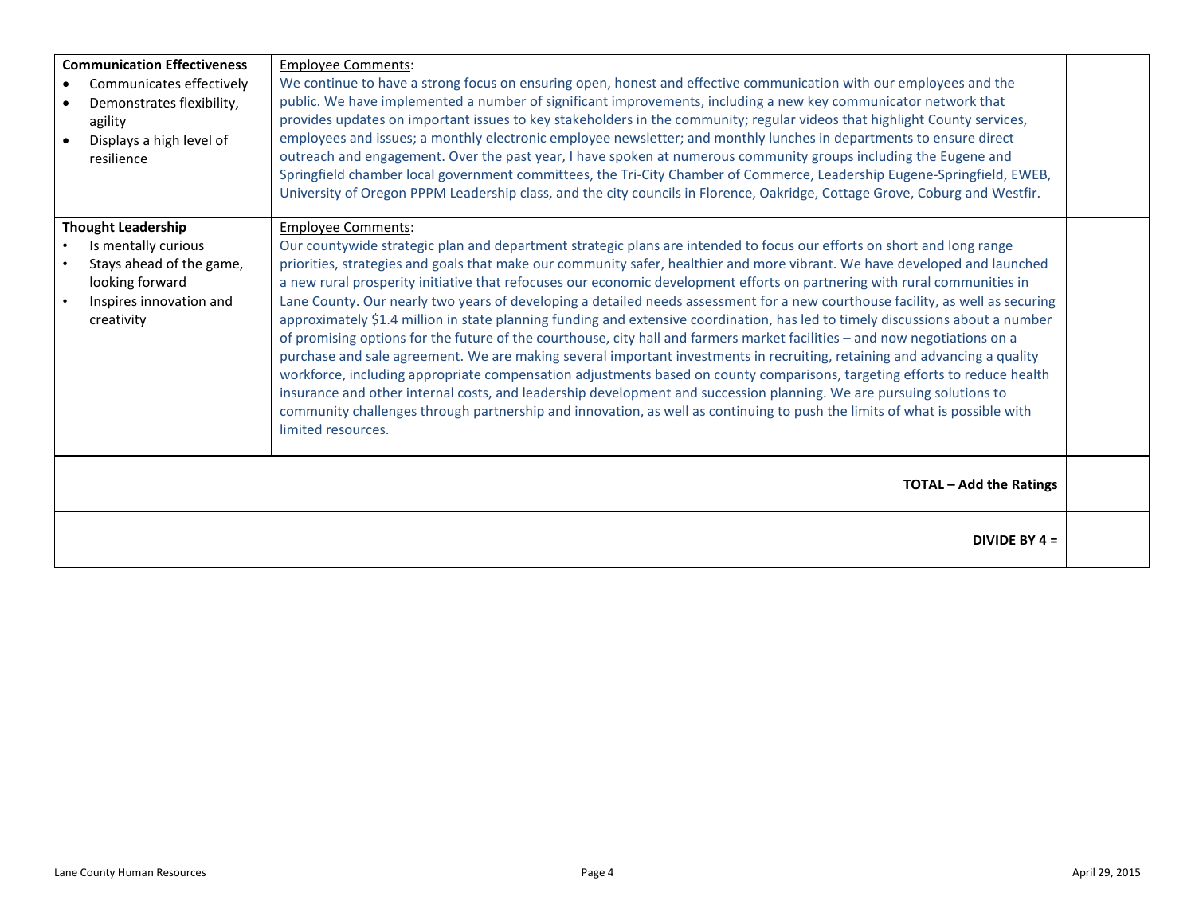| | | |
|---|---|---|
| **Communication Effectiveness**<br>• Communicates effectively<br>• Demonstrates flexibility, agility<br>• Displays a high level of resilience | Employee Comments:<br>We continue to have a strong focus on ensuring open, honest and effective communication with our employees and the public. We have implemented a number of significant improvements, including a new key communicator network that provides updates on important issues to key stakeholders in the community; regular videos that highlight County services, employees and issues; a monthly electronic employee newsletter; and monthly lunches in departments to ensure direct outreach and engagement. Over the past year, I have spoken at numerous community groups including the Eugene and Springfield chamber local government committees, the Tri-City Chamber of Commerce, Leadership Eugene-Springfield, EWEB, University of Oregon PPPM Leadership class, and the city councils in Florence, Oakridge, Cottage Grove, Coburg and Westfir. | |
| **Thought Leadership**<br>• Is mentally curious<br>• Stays ahead of the game, looking forward<br>• Inspires innovation and creativity | Employee Comments:<br>Our countywide strategic plan and department strategic plans are intended to focus our efforts on short and long range priorities, strategies and goals that make our community safer, healthier and more vibrant. We have developed and launched a new rural prosperity initiative that refocuses our economic development efforts on partnering with rural communities in Lane County. Our nearly two years of developing a detailed needs assessment for a new courthouse facility, as well as securing approximately $1.4 million in state planning funding and extensive coordination, has led to timely discussions about a number of promising options for the future of the courthouse, city hall and farmers market facilities – and now negotiations on a purchase and sale agreement. We are making several important investments in recruiting, retaining and advancing a quality workforce, including appropriate compensation adjustments based on county comparisons, targeting efforts to reduce health insurance and other internal costs, and leadership development and succession planning. We are pursuing solutions to community challenges through partnership and innovation, as well as continuing to push the limits of what is possible with limited resources. | |
| | **TOTAL – Add the Ratings** | |
| | **DIVIDE BY 4 =** | |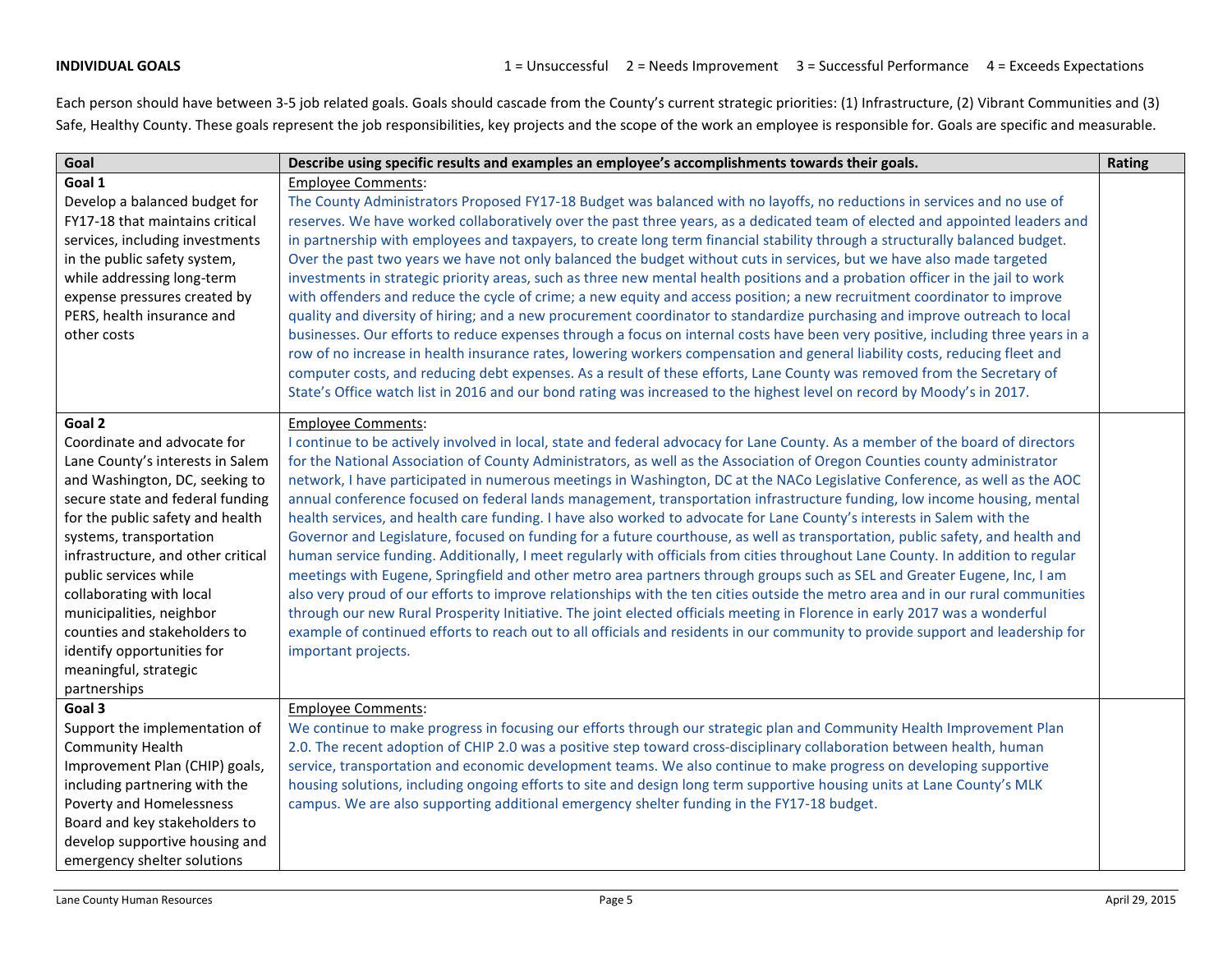**INDIVIDUAL GOALS**

1 = Unsuccessful 2 = Needs Improvement 3 = Successful Performance 4 = Exceeds Expectations

Each person should have between 3-5 job related goals. Goals should cascade from the County's current strategic priorities: (1) Infrastructure, (2) Vibrant Communities and (3) Safe, Healthy County. These goals represent the job responsibilities, key projects and the scope of the work an employee is responsible for. Goals are specific and measurable.

| Goal | Describe using specific results and examples an employee's accomplishments towards their goals. | Rating |
|---|---|---|
| **Goal 1**<br>Develop a balanced budget for FY17-18 that maintains critical services, including investments in the public safety system, while addressing long-term expense pressures created by PERS, health insurance and other costs | Employee Comments:<br>The County Administrators Proposed FY17-18 Budget was balanced with no layoffs, no reductions in services and no use of reserves. We have worked collaboratively over the past three years, as a dedicated team of elected and appointed leaders and in partnership with employees and taxpayers, to create long term financial stability through a structurally balanced budget. Over the past two years we have not only balanced the budget without cuts in services, but we have also made targeted investments in strategic priority areas, such as three new mental health positions and a probation officer in the jail to work with offenders and reduce the cycle of crime; a new equity and access position; a new recruitment coordinator to improve quality and diversity of hiring; and a new procurement coordinator to standardize purchasing and improve outreach to local businesses. Our efforts to reduce expenses through a focus on internal costs have been very positive, including three years in a row of no increase in health insurance rates, lowering workers compensation and general liability costs, reducing fleet and computer costs, and reducing debt expenses. As a result of these efforts, Lane County was removed from the Secretary of State's Office watch list in 2016 and our bond rating was increased to the highest level on record by Moody's in 2017. | |
| **Goal 2**<br>Coordinate and advocate for Lane County's interests in Salem and Washington, DC, seeking to secure state and federal funding for the public safety and health systems, transportation infrastructure, and other critical public services while collaborating with local municipalities, neighbor counties and stakeholders to identify opportunities for meaningful, strategic partnerships | Employee Comments:<br>I continue to be actively involved in local, state and federal advocacy for Lane County. As a member of the board of directors for the National Association of County Administrators, as well as the Association of Oregon Counties county administrator network, I have participated in numerous meetings in Washington, DC at the NACo Legislative Conference, as well as the AOC annual conference focused on federal lands management, transportation infrastructure funding, low income housing, mental health services, and health care funding. I have also worked to advocate for Lane County's interests in Salem with the Governor and Legislature, focused on funding for a future courthouse, as well as transportation, public safety, and health and human service funding. Additionally, I meet regularly with officials from cities throughout Lane County. In addition to regular meetings with Eugene, Springfield and other metro area partners through groups such as SEL and Greater Eugene, Inc, I am also very proud of our efforts to improve relationships with the ten cities outside the metro area and in our rural communities through our new Rural Prosperity Initiative. The joint elected officials meeting in Florence in early 2017 was a wonderful example of continued efforts to reach out to all officials and residents in our community to provide support and leadership for important projects. | |
| **Goal 3**<br>Support the implementation of Community Health Improvement Plan (CHIP) goals, including partnering with the Poverty and Homelessness Board and key stakeholders to develop supportive housing and emergency shelter solutions | Employee Comments:<br>We continue to make progress in focusing our efforts through our strategic plan and Community Health Improvement Plan 2.0. The recent adoption of CHIP 2.0 was a positive step toward cross-disciplinary collaboration between health, human service, transportation and economic development teams. We also continue to make progress on developing supportive housing solutions, including ongoing efforts to site and design long term supportive housing units at Lane County's MLK campus. We are also supporting additional emergency shelter funding in the FY17-18 budget. | |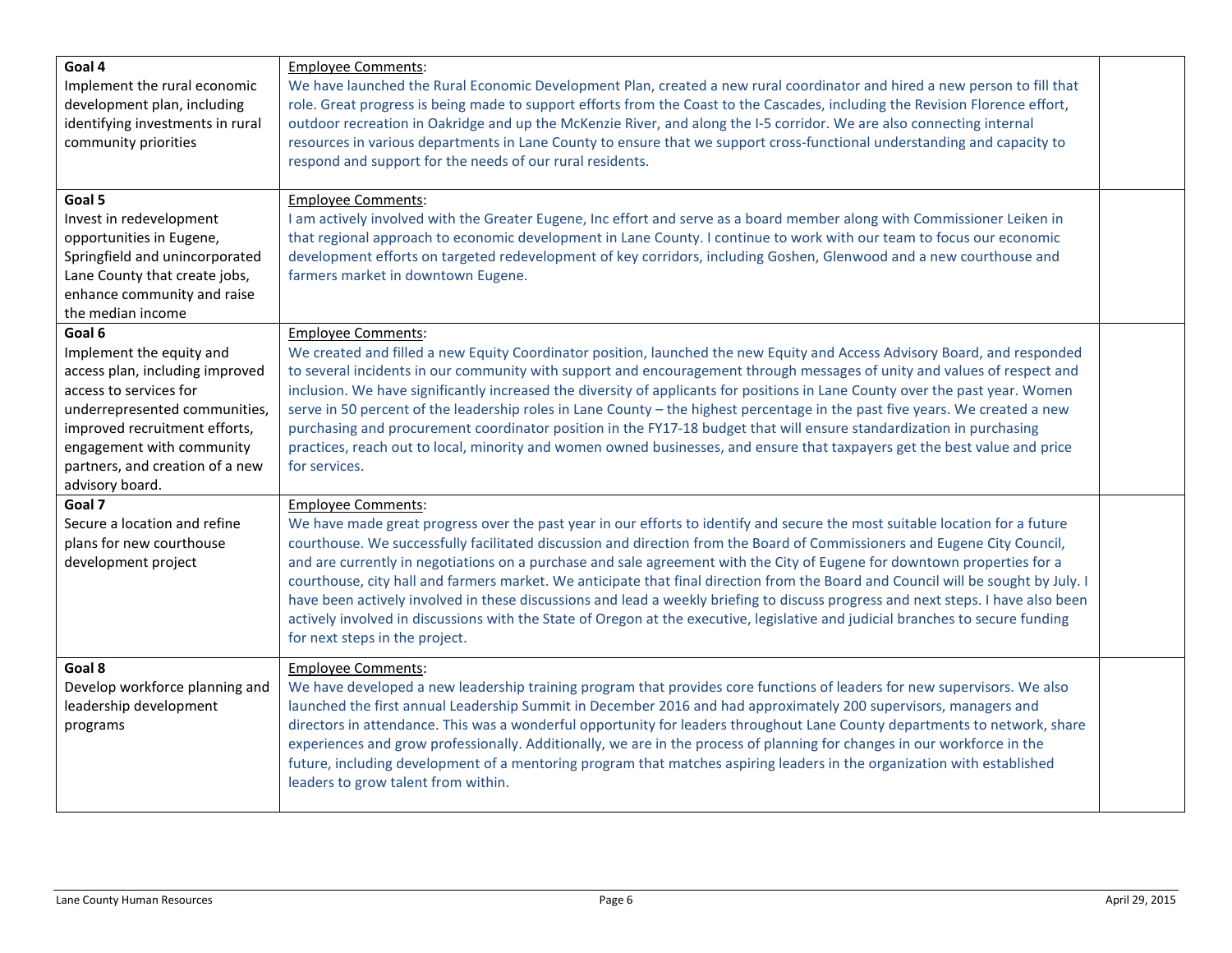| | | |
|---|---|---|
| **Goal 4**<br>Implement the rural economic development plan, including identifying investments in rural community priorities | <u>Employee Comments</u>:<br>We have launched the Rural Economic Development Plan, created a new rural coordinator and hired a new person to fill that role. Great progress is being made to support efforts from the Coast to the Cascades, including the Revision Florence effort, outdoor recreation in Oakridge and up the McKenzie River, and along the I-5 corridor. We are also connecting internal resources in various departments in Lane County to ensure that we support cross-functional understanding and capacity to respond and support for the needs of our rural residents. | |
| **Goal 5**<br>Invest in redevelopment opportunities in Eugene, Springfield and unincorporated Lane County that create jobs, enhance community and raise the median income | <u>Employee Comments</u>:<br>I am actively involved with the Greater Eugene, Inc effort and serve as a board member along with Commissioner Leiken in that regional approach to economic development in Lane County. I continue to work with our team to focus our economic development efforts on targeted redevelopment of key corridors, including Goshen, Glenwood and a new courthouse and farmers market in downtown Eugene. | |
| **Goal 6**<br>Implement the equity and access plan, including improved access to services for underrepresented communities, improved recruitment efforts, engagement with community partners, and creation of a new advisory board. | <u>Employee Comments</u>:<br>We created and filled a new Equity Coordinator position, launched the new Equity and Access Advisory Board, and responded to several incidents in our community with support and encouragement through messages of unity and values of respect and inclusion. We have significantly increased the diversity of applicants for positions in Lane County over the past year. Women serve in 50 percent of the leadership roles in Lane County – the highest percentage in the past five years. We created a new purchasing and procurement coordinator position in the FY17-18 budget that will ensure standardization in purchasing practices, reach out to local, minority and women owned businesses, and ensure that taxpayers get the best value and price for services. | |
| **Goal 7**<br>Secure a location and refine plans for new courthouse development project | <u>Employee Comments</u>:<br>We have made great progress over the past year in our efforts to identify and secure the most suitable location for a future courthouse. We successfully facilitated discussion and direction from the Board of Commissioners and Eugene City Council, and are currently in negotiations on a purchase and sale agreement with the City of Eugene for downtown properties for a courthouse, city hall and farmers market. We anticipate that final direction from the Board and Council will be sought by July. I have been actively involved in these discussions and lead a weekly briefing to discuss progress and next steps. I have also been actively involved in discussions with the State of Oregon at the executive, legislative and judicial branches to secure funding for next steps in the project. | |
| **Goal 8**<br>Develop workforce planning and leadership development programs | <u>Employee Comments</u>:<br>We have developed a new leadership training program that provides core functions of leaders for new supervisors. We also launched the first annual Leadership Summit in December 2016 and had approximately 200 supervisors, managers and directors in attendance. This was a wonderful opportunity for leaders throughout Lane County departments to network, share experiences and grow professionally. Additionally, we are in the process of planning for changes in our workforce in the future, including development of a mentoring program that matches aspiring leaders in the organization with established leaders to grow talent from within. | |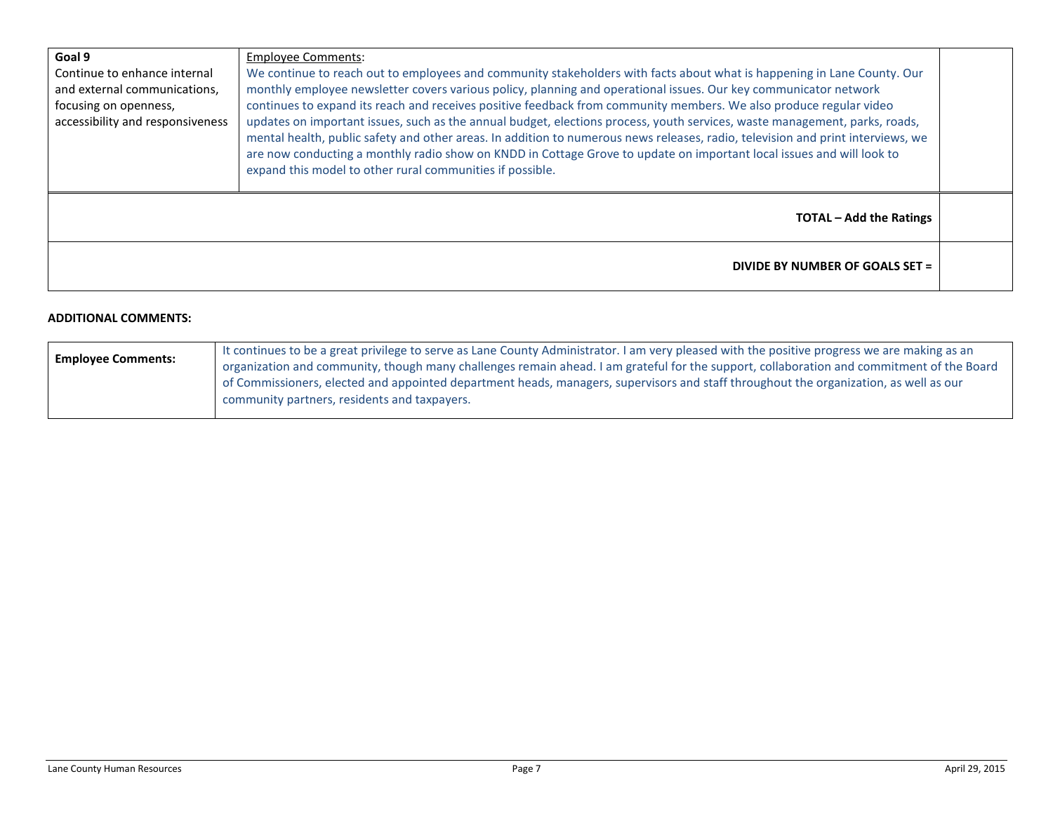| | | |
|---|---|---|
| **Goal 9**<br>Continue to enhance internal and external communications, focusing on openness, accessibility and responsiveness | Employee Comments:<br>We continue to reach out to employees and community stakeholders with facts about what is happening in Lane County. Our monthly employee newsletter covers various policy, planning and operational issues. Our key communicator network continues to expand its reach and receives positive feedback from community members. We also produce regular video updates on important issues, such as the annual budget, elections process, youth services, waste management, parks, roads, mental health, public safety and other areas. In addition to numerous news releases, radio, television and print interviews, we are now conducting a monthly radio show on KNDD in Cottage Grove to update on important local issues and will look to expand this model to other rural communities if possible. | |
| | **TOTAL – Add the Ratings** | |
| | **DIVIDE BY NUMBER OF GOALS SET =** | |

**ADDITIONAL COMMENTS:**

| | |
|---|---|
| **Employee Comments:** | It continues to be a great privilege to serve as Lane County Administrator. I am very pleased with the positive progress we are making as an organization and community, though many challenges remain ahead. I am grateful for the support, collaboration and commitment of the Board of Commissioners, elected and appointed department heads, managers, supervisors and staff throughout the organization, as well as our community partners, residents and taxpayers. |